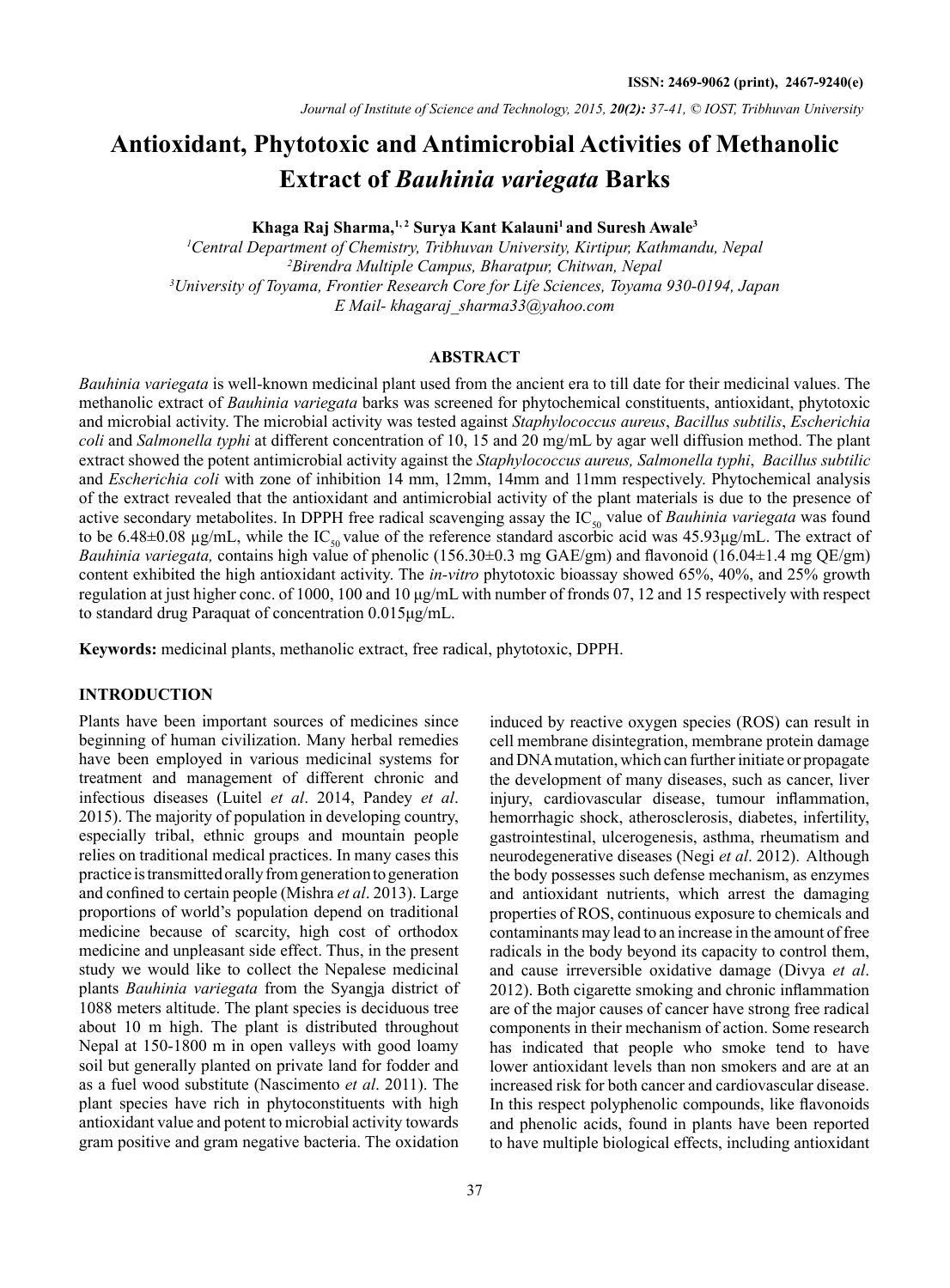# Antioxidant, Phytotoxic and Antimicrobial Activities of Methanolic Extract of *Bauhinia variegata* Barks

**Khaga Raj Sharma,[1,2] Surya Kant Kalauni[1] and Suresh Awale[3]**

[1]*Central Department of Chemistry, Tribhuvan University, Kirtipur, Kathmandu, Nepal*
[2]*Birendra Multiple Campus, Bharatpur, Chitwan, Nepal*
[3]*University of Toyama, Frontier Research Core for Life Sciences, Toyama 930-0194, Japan*
*E Mail- khagaraj_sharma33@yahoo.com*

## ABSTRACT

*Bauhinia variegata* is well-known medicinal plant used from the ancient era to till date for their medicinal values. The methanolic extract of *Bauhinia variegata* barks was screened for phytochemical constituents, antioxidant, phytotoxic and microbial activity. The microbial activity was tested against *Staphylococcus aureus*, *Bacillus subtilis*, *Escherichia coli* and *Salmonella typhi* at different concentration of 10, 15 and 20 mg/mL by agar well diffusion method. The plant extract showed the potent antimicrobial activity against the *Staphylococcus aureus, Salmonella typhi*, *Bacillus subtilic* and *Escherichia coli* with zone of inhibition 14 mm, 12mm, 14mm and 11mm respectively. Phytochemical analysis of the extract revealed that the antioxidant and antimicrobial activity of the plant materials is due to the presence of active secondary metabolites. In DPPH free radical scavenging assay the $IC_{50}$ value of *Bauhinia variegata* was found to be 6.48±0.08 µg/mL, while the $IC_{50}$ value of the reference standard ascorbic acid was 45.93µg/mL. The extract of *Bauhinia variegata,* contains high value of phenolic (156.30±0.3 mg GAE/gm) and flavonoid (16.04±1.4 mg QE/gm) content exhibited the high antioxidant activity. The *in-vitro* phytotoxic bioassay showed 65%, 40%, and 25% growth regulation at just higher conc. of 1000, 100 and 10 µg/mL with number of fronds 07, 12 and 15 respectively with respect to standard drug Paraquat of concentration 0.015µg/mL.

**Keywords:** medicinal plants, methanolic extract, free radical, phytotoxic, DPPH.

## INTRODUCTION

Plants have been important sources of medicines since beginning of human civilization. Many herbal remedies have been employed in various medicinal systems for treatment and management of different chronic and infectious diseases (Luitel *et al*. 2014, Pandey *et al*. 2015). The majority of population in developing country, especially tribal, ethnic groups and mountain people relies on traditional medical practices. In many cases this practice is transmitted orally from generation to generation and confined to certain people (Mishra *et al*. 2013). Large proportions of world's population depend on traditional medicine because of scarcity, high cost of orthodox medicine and unpleasant side effect. Thus, in the present study we would like to collect the Nepalese medicinal plants *Bauhinia variegata* from the Syangja district of 1088 meters altitude. The plant species is deciduous tree about 10 m high. The plant is distributed throughout Nepal at 150-1800 m in open valleys with good loamy soil but generally planted on private land for fodder and as a fuel wood substitute (Nascimento *et al*. 2011). The plant species have rich in phytoconstituents with high antioxidant value and potent to microbial activity towards gram positive and gram negative bacteria. The oxidation induced by reactive oxygen species (ROS) can result in cell membrane disintegration, membrane protein damage and DNA mutation, which can further initiate or propagate the development of many diseases, such as cancer, liver injury, cardiovascular disease, tumour inflammation, hemorrhagic shock, atherosclerosis, diabetes, infertility, gastrointestinal, ulcerogenesis, asthma, rheumatism and neurodegenerative diseases (Negi *et al*. 2012). Although the body possesses such defense mechanism, as enzymes and antioxidant nutrients, which arrest the damaging properties of ROS, continuous exposure to chemicals and contaminants may lead to an increase in the amount of free radicals in the body beyond its capacity to control them, and cause irreversible oxidative damage (Divya *et al*. 2012). Both cigarette smoking and chronic inflammation are of the major causes of cancer have strong free radical components in their mechanism of action. Some research has indicated that people who smoke tend to have lower antioxidant levels than non smokers and are at an increased risk for both cancer and cardiovascular disease. In this respect polyphenolic compounds, like flavonoids and phenolic acids, found in plants have been reported to have multiple biological effects, including antioxidant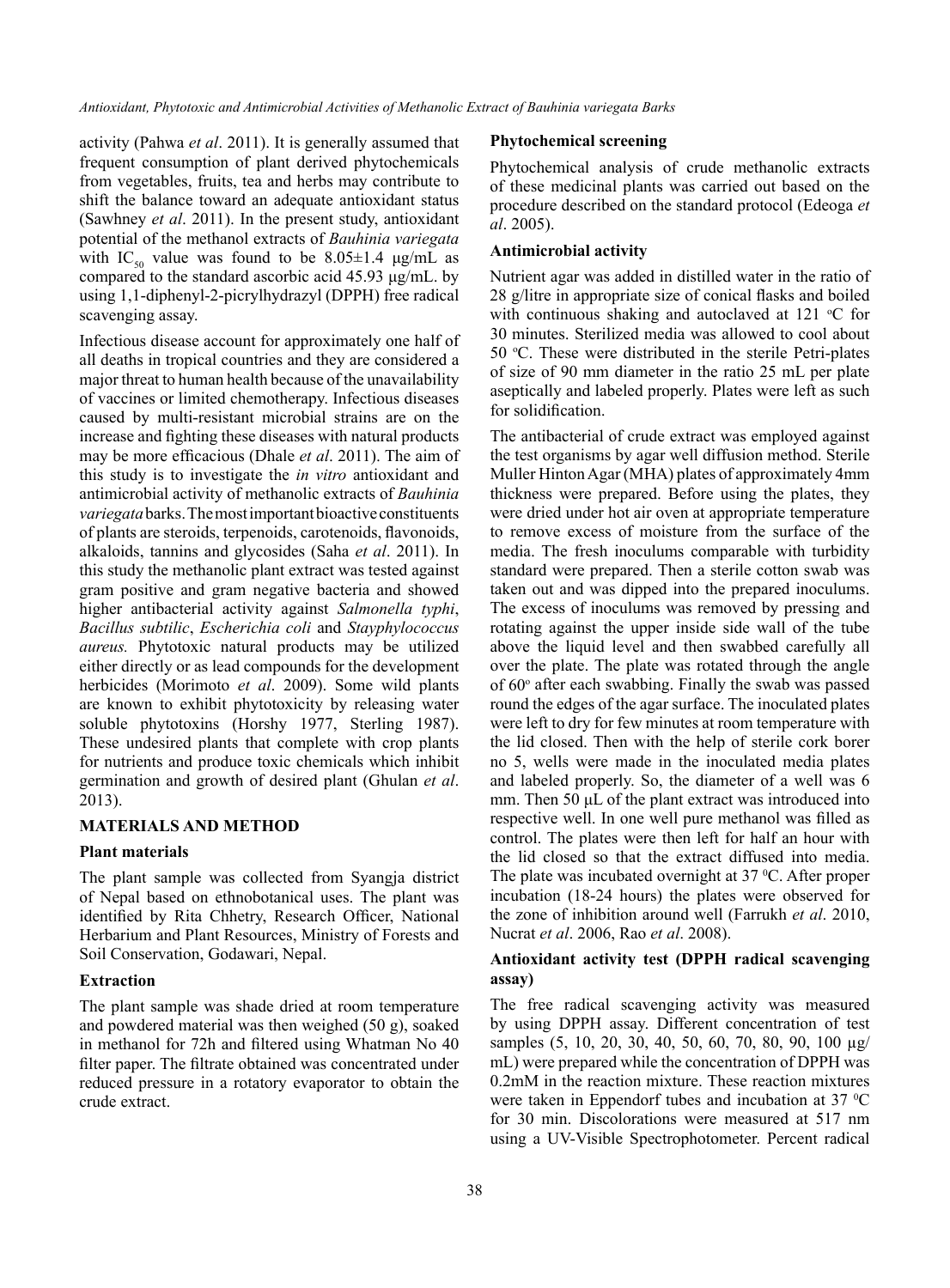activity (Pahwa *et al*. 2011). It is generally assumed that frequent consumption of plant derived phytochemicals from vegetables, fruits, tea and herbs may contribute to shift the balance toward an adequate antioxidant status (Sawhney *et al*. 2011). In the present study, antioxidant potential of the methanol extracts of *Bauhinia variegata* with $IC_{50}$ value was found to be 8.05±1.4 µg/mL as compared to the standard ascorbic acid 45.93 µg/mL. by using 1,1-diphenyl-2-picrylhydrazyl (DPPH) free radical scavenging assay.

Infectious disease account for approximately one half of all deaths in tropical countries and they are considered a major threat to human health because of the unavailability of vaccines or limited chemotherapy. Infectious diseases caused by multi-resistant microbial strains are on the increase and fighting these diseases with natural products may be more efficacious (Dhale *et al*. 2011). The aim of this study is to investigate the *in vitro* antioxidant and antimicrobial activity of methanolic extracts of *Bauhinia variegata* barks. The most important bioactive constituents of plants are steroids, terpenoids, carotenoids, flavonoids, alkaloids, tannins and glycosides (Saha *et al*. 2011). In this study the methanolic plant extract was tested against gram positive and gram negative bacteria and showed higher antibacterial activity against *Salmonella typhi*, *Bacillus subtilic*, *Escherichia coli* and *Stayphylococcus aureus.* Phytotoxic natural products may be utilized either directly or as lead compounds for the development herbicides (Morimoto *et al*. 2009). Some wild plants are known to exhibit phytotoxicity by releasing water soluble phytotoxins (Horshy 1977, Sterling 1987). These undesired plants that complete with crop plants for nutrients and produce toxic chemicals which inhibit germination and growth of desired plant (Ghulan *et al*. 2013).

## MATERIALS AND METHOD

### Plant materials

The plant sample was collected from Syangja district of Nepal based on ethnobotanical uses. The plant was identified by Rita Chhetry, Research Officer, National Herbarium and Plant Resources, Ministry of Forests and Soil Conservation, Godawari, Nepal.

### Extraction

The plant sample was shade dried at room temperature and powdered material was then weighed (50 g), soaked in methanol for 72h and filtered using Whatman No 40 filter paper. The filtrate obtained was concentrated under reduced pressure in a rotatory evaporator to obtain the crude extract.

### Phytochemical screening

Phytochemical analysis of crude methanolic extracts of these medicinal plants was carried out based on the procedure described on the standard protocol (Edeoga *et al*. 2005).

### Antimicrobial activity

Nutrient agar was added in distilled water in the ratio of 28 g/litre in appropriate size of conical flasks and boiled with continuous shaking and autoclaved at 121 $^{o}$C for 30 minutes. Sterilized media was allowed to cool about 50 $^{o}$C. These were distributed in the sterile Petri-plates of size of 90 mm diameter in the ratio 25 mL per plate aseptically and labeled properly. Plates were left as such for solidification.

The antibacterial of crude extract was employed against the test organisms by agar well diffusion method. Sterile Muller Hinton Agar (MHA) plates of approximately 4mm thickness were prepared. Before using the plates, they were dried under hot air oven at appropriate temperature to remove excess of moisture from the surface of the media. The fresh inoculums comparable with turbidity standard were prepared. Then a sterile cotton swab was taken out and was dipped into the prepared inoculums. The excess of inoculums was removed by pressing and rotating against the upper inside side wall of the tube above the liquid level and then swabbed carefully all over the plate. The plate was rotated through the angle of 60$^{o}$ after each swabbing. Finally the swab was passed round the edges of the agar surface. The inoculated plates were left to dry for few minutes at room temperature with the lid closed. Then with the help of sterile cork borer no 5, wells were made in the inoculated media plates and labeled properly. So, the diameter of a well was 6 mm. Then 50 µL of the plant extract was introduced into respective well. In one well pure methanol was filled as control. The plates were then left for half an hour with the lid closed so that the extract diffused into media. The plate was incubated overnight at 37 $^{0}$C. After proper incubation (18-24 hours) the plates were observed for the zone of inhibition around well (Farrukh *et al*. 2010, Nucrat *et al*. 2006, Rao *et al*. 2008).

### Antioxidant activity test (DPPH radical scavenging assay)

The free radical scavenging activity was measured by using DPPH assay. Different concentration of test samples (5, 10, 20, 30, 40, 50, 60, 70, 80, 90, 100 µg/mL) were prepared while the concentration of DPPH was 0.2mM in the reaction mixture. These reaction mixtures were taken in Eppendorf tubes and incubation at 37 $^{0}$C for 30 min. Discolorations were measured at 517 nm using a UV-Visible Spectrophotometer. Percent radical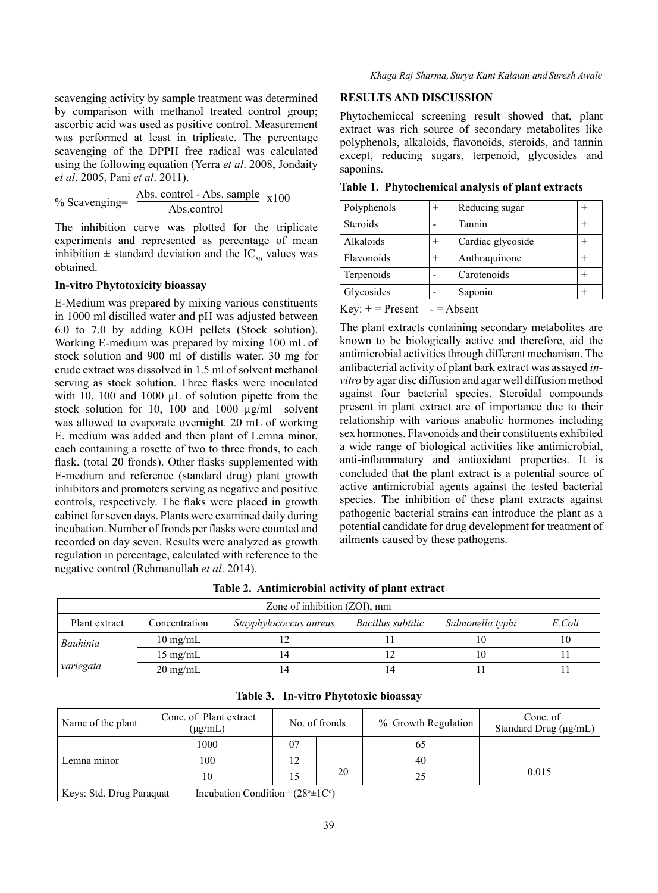scavenging activity by sample treatment was determined by comparison with methanol treated control group; ascorbic acid was used as positive control. Measurement was performed at least in triplicate. The percentage scavenging of the DPPH free radical was calculated using the following equation (Yerra *et al*. 2008, Jondaity *et al*. 2005, Pani *et al*. 2011).

$$\% \text{ Scavenging} = \frac{\text{Abs. control - Abs. sample}}{\text{Abs.control}} \times 100$$

The inhibition curve was plotted for the triplicate experiments and represented as percentage of mean inhibition ± standard deviation and the $IC_{50}$ values was obtained.

### In-vitro Phytotoxicity bioassay

E-Medium was prepared by mixing various constituents in 1000 ml distilled water and pH was adjusted between 6.0 to 7.0 by adding KOH pellets (Stock solution). Working E-medium was prepared by mixing 100 mL of stock solution and 900 ml of distills water. 30 mg for crude extract was dissolved in 1.5 ml of solvent methanol serving as stock solution. Three flasks were inoculated with 10, 100 and 1000 µL of solution pipette from the stock solution for 10, 100 and 1000 µg/ml solvent was allowed to evaporate overnight. 20 mL of working E. medium was added and then plant of Lemna minor, each containing a rosette of two to three fronds, to each flask. (total 20 fronds). Other flasks supplemented with E-medium and reference (standard drug) plant growth inhibitors and promoters serving as negative and positive controls, respectively. The flaks were placed in growth cabinet for seven days. Plants were examined daily during incubation. Number of fronds per flasks were counted and recorded on day seven. Results were analyzed as growth regulation in percentage, calculated with reference to the negative control (Rehmanullah *et al*. 2014).

## RESULTS AND DISCUSSION

Phytochemiccal screening result showed that, plant extract was rich source of secondary metabolites like polyphenols, alkaloids, flavonoids, steroids, and tannin except, reducing sugars, terpenoid, glycosides and saponins.

**Table 1. Phytochemical analysis of plant extracts**

| Polyphenols | + | Reducing sugar | + |
|---|---|---|---|
| Steroids | - | Tannin | + |
| Alkaloids | + | Cardiac glycoside | + |
| Flavonoids | + | Anthraquinone | + |
| Terpenoids | - | Carotenoids | + |
| Glycosides | - | Saponin | + |

Key: + = Present - = Absent

The plant extracts containing secondary metabolites are known to be biologically active and therefore, aid the antimicrobial activities through different mechanism. The antibacterial activity of plant bark extract was assayed *in-vitro* by agar disc diffusion and agar well diffusion method against four bacterial species. Steroidal compounds present in plant extract are of importance due to their relationship with various anabolic hormones including sex hormones. Flavonoids and their constituents exhibited a wide range of biological activities like antimicrobial, anti-inflammatory and antioxidant properties. It is concluded that the plant extract is a potential source of active antimicrobial agents against the tested bacterial species. The inhibition of these plant extracts against pathogenic bacterial strains can introduce the plant as a potential candidate for drug development for treatment of ailments caused by these pathogens.

**Table 2. Antimicrobial activity of plant extract**

| Zone of inhibition (ZOI), mm | | | | | |
|---|---|---|---|---|---|
| Plant extract | Concentration | *Stayphylococcus aureus* | *Bacillus subtilic* | *Salmonella typhi* | *E.Coli* |
| *Bauhinia variegata* | 10 mg/mL | 12 | 11 | 10 | 10 |
| | 15 mg/mL | 14 | 12 | 10 | 11 |
| | 20 mg/mL | 14 | 14 | 11 | 11 |

**Table 3. In-vitro Phytotoxic bioassay**

| Name of the plant | Conc. of Plant extract (µg/mL) | No. of fronds | | % Growth Regulation | Conc. of Standard Drug (µg/mL) |
|---|---|---|---|---|---|
| Lemna minor | 1000 | 07 | 20 | 65 | 0.015 |
| | 100 | 12 | | 40 | |
| | 10 | 15 | | 25 | |
| Keys: Std. Drug Paraquat | Incubation Condition= ($28^{o}\pm1C^{o}$) | | | | |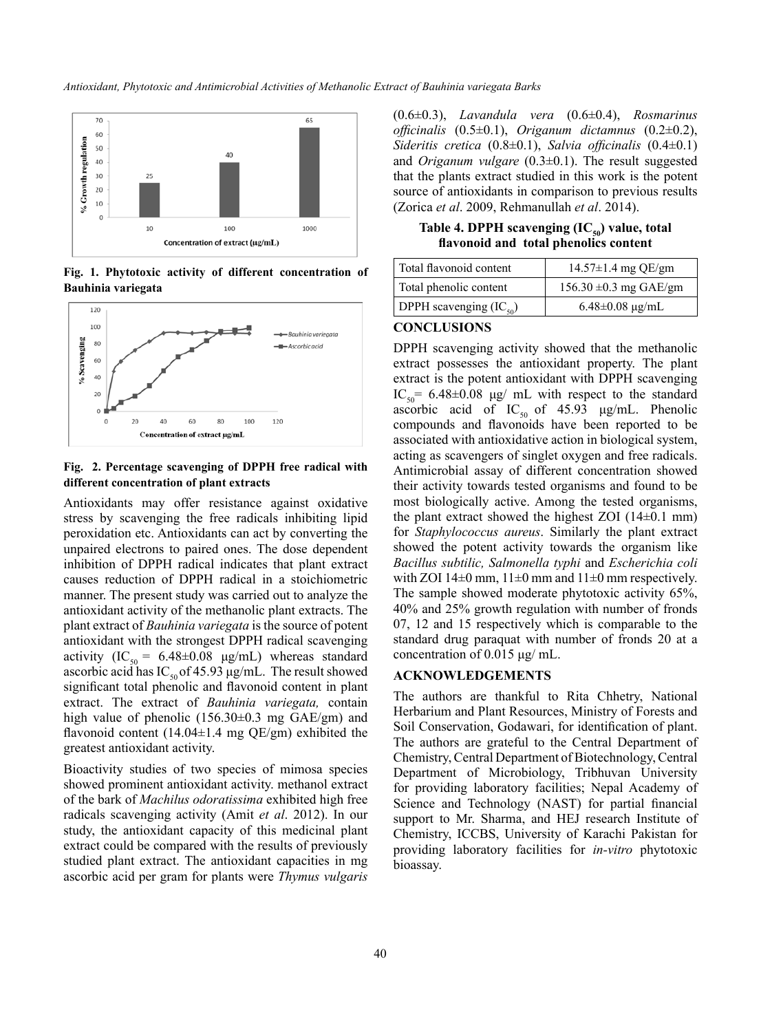Fig. 1. Phytotoxic activity of different concentration of Bauhinia variegata

Fig. 2. Percentage scavenging of DPPH free radical with different concentration of plant extracts

Antioxidants may offer resistance against oxidative stress by scavenging the free radicals inhibiting lipid peroxidation etc. Antioxidants can act by converting the unpaired electrons to paired ones. The dose dependent inhibition of DPPH radical indicates that plant extract causes reduction of DPPH radical in a stoichiometric manner. The present study was carried out to analyze the antioxidant activity of the methanolic plant extracts. The plant extract of *Bauhinia variegata* is the source of potent antioxidant with the strongest DPPH radical scavenging activity ($IC_{50}$ = 6.48±0.08 μg/mL) whereas standard ascorbic acid has $IC_{50}$ of 45.93 μg/mL. The result showed significant total phenolic and flavonoid content in plant extract. The extract of *Bauhinia variegata,* contain high value of phenolic (156.30±0.3 mg GAE/gm) and flavonoid content (14.04±1.4 mg QE/gm) exhibited the greatest antioxidant activity.

Bioactivity studies of two species of mimosa species showed prominent antioxidant activity. methanol extract of the bark of *Machilus odoratissima* exhibited high free radicals scavenging activity (Amit *et al*. 2012). In our study, the antioxidant capacity of this medicinal plant extract could be compared with the results of previously studied plant extract. The antioxidant capacities in mg ascorbic acid per gram for plants were *Thymus vulgaris* (0.6±0.3), *Lavandula vera* (0.6±0.4), *Rosmarinus officinalis* (0.5±0.1), *Origanum dictamnus* (0.2±0.2), *Sideritis cretica* (0.8±0.1), *Salvia officinalis* (0.4±0.1) and *Origanum vulgare* (0.3±0.1). The result suggested that the plants extract studied in this work is the potent source of antioxidants in comparison to previous results (Zorica *et al*. 2009, Rehmanullah *et al*. 2014).

**Table 4. DPPH scavenging ($IC_{50}$) value, total flavonoid and total phenolics content**

| | |
|---|---|
| Total flavonoid content | 14.57±1.4 mg QE/gm |
| Total phenolic content | 156.30 ±0.3 mg GAE/gm |
| DPPH scavenging ($IC_{50}$) | 6.48±0.08 μg/mL |

## CONCLUSIONS

DPPH scavenging activity showed that the methanolic extract possesses the antioxidant property. The plant extract is the potent antioxidant with DPPH scavenging $IC_{50}$= 6.48±0.08 μg/ mL with respect to the standard ascorbic acid of $IC_{50}$ of 45.93 μg/mL. Phenolic compounds and flavonoids have been reported to be associated with antioxidative action in biological system, acting as scavengers of singlet oxygen and free radicals. Antimicrobial assay of different concentration showed their activity towards tested organisms and found to be most biologically active. Among the tested organisms, the plant extract showed the highest ZOI (14±0.1 mm) for *Staphylococcus aureus*. Similarly the plant extract showed the potent activity towards the organism like *Bacillus subtilic, Salmonella typhi* and *Escherichia coli* with ZOI 14±0 mm, 11±0 mm and 11±0 mm respectively. The sample showed moderate phytotoxic activity 65%, 40% and 25% growth regulation with number of fronds 07, 12 and 15 respectively which is comparable to the standard drug paraquat with number of fronds 20 at a concentration of 0.015 μg/ mL.

## ACKNOWLEDGEMENTS

The authors are thankful to Rita Chhetry, National Herbarium and Plant Resources, Ministry of Forests and Soil Conservation, Godawari, for identification of plant. The authors are grateful to the Central Department of Chemistry, Central Department of Biotechnology, Central Department of Microbiology, Tribhuvan University for providing laboratory facilities; Nepal Academy of Science and Technology (NAST) for partial financial support to Mr. Sharma, and HEJ research Institute of Chemistry, ICCBS, University of Karachi Pakistan for providing laboratory facilities for *in-vitro* phytotoxic bioassay.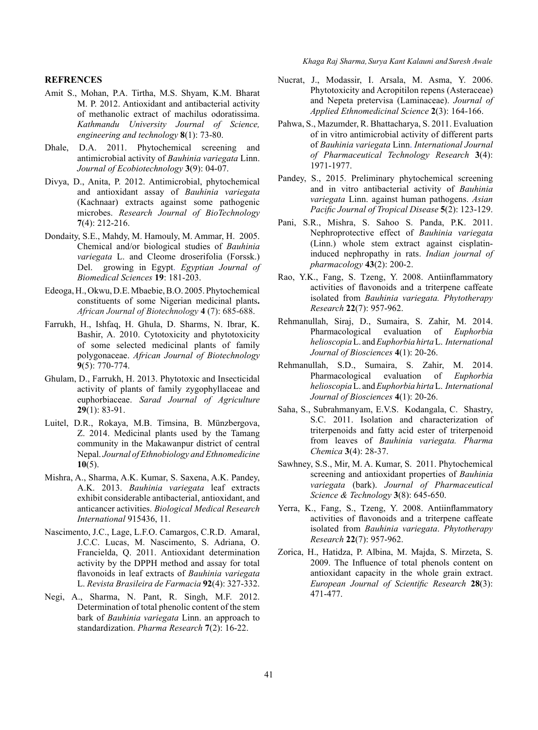## REFRENCES

Amit S., Mohan, P.A. Tirtha, M.S. Shyam, K.M. Bharat M. P. 2012. Antioxidant and antibacterial activity of methanolic extract of machilus odoratissima. *Kathmandu University Journal of Science, engineering and technology* **8**(1): 73-80.

Dhale, D.A. 2011. Phytochemical screening and antimicrobial activity of *Bauhinia variegata* Linn. *Journal of Ecobiotechnology* **3**(9): 04-07.

Divya, D., Anita, P. 2012. Antimicrobial, phytochemical and antioxidant assay of *Bauhinia variegata* (Kachnaar) extracts against some pathogenic microbes. *Research Journal of BioTechnology* **7**(4): 212-216.

Dondaity, S.E., Mahdy, M. Hamouly, M. Ammar, H. 2005. Chemical and/or biological studies of *Bauhinia variegata* L. and Cleome droserifolia (Forssk.) Del. growing in Egypt. *Egyptian Journal of Biomedical Sciences* **19**: 181-203.

Edeoga, H., Okwu, D.E. Mbaebie, B.O. 2005. Phytochemical constituents of some Nigerian medicinal plants**.** *African Journal of Biotechnology* **4** (7): 685-688.

Farrukh, H., Ishfaq, H. Ghula, D. Sharms, N. Ibrar, K. Bashir, A. 2010. Cytotoxicity and phytotoxicity of some selected medicinal plants of family polygonaceae. *African Journal of Biotechnology* **9**(5): 770-774.

Ghulam, D., Farrukh, H. 2013. Phytotoxic and Insecticidal activity of plants of family zygophyllaceae and euphorbiaceae. *Sarad Journal of Agriculture* **29**(1): 83-91.

Luitel, D.R., Rokaya, M.B. Timsina, B. Münzbergova, Z. 2014. Medicinal plants used by the Tamang community in the Makawanpur district of central Nepal. *Journal of Ethnobiology and Ethnomedicine* **10**(5).

Mishra, A., Sharma, A.K. Kumar, S. Saxena, A.K. Pandey, A.K. 2013. *Bauhinia variegata* leaf extracts exhibit considerable antibacterial, antioxidant, and anticancer activities. *Biological Medical Research International* 915436, 11.

Nascimento, J.C., Lage, L.F.O. Camargos, C.R.D. Amaral, J.C.C. Lucas, M. Nascimento, S. Adriana, O. Francielda, Q. 2011. Antioxidant determination activity by the DPPH method and assay for total flavonoids in leaf extracts of *Bauhinia variegata* L. *Revista Brasileira de Farmacia* **92**(4): 327-332.

Negi, A., Sharma, N. Pant, R. Singh, M.F. 2012. Determination of total phenolic content of the stem bark of *Bauhinia variegata* Linn. an approach to standardization. *Pharma Research* **7**(2): 16-22.

Nucrat, J., Modassir, I. Arsala, M. Asma, Y. 2006. Phytotoxicity and Acropitilon repens (Asteraceae) and Nepeta pretervisa (Laminaceae). *Journal of Applied Ethnomedicinal Science* **2**(3): 164-166.

Pahwa, S., Mazumder, R. Bhattacharya, S. 2011. Evaluation of in vitro antimicrobial activity of different parts of *Bauhinia variegata* Linn. *International Journal of Pharmaceutical Technology Research* **3**(4): 1971-1977.

Pandey, S., 2015. Preliminary phytochemical screening and in vitro antibacterial activity of *Bauhinia variegata* Linn. against human pathogens. *Asian Pacific Journal of Tropical Disease* **5**(2): 123-129.

Pani, S.R., Mishra, S. Sahoo S. Panda, P.K. 2011. Nephroprotective effect of *Bauhinia variegata* (Linn.) whole stem extract against cisplatin-induced nephropathy in rats. *Indian journal of pharmacology* **43**(2): 200-2.

Rao, Y.K., Fang, S. Tzeng, Y. 2008. Antiinflammatory activities of flavonoids and a triterpene caffeate isolated from *Bauhinia variegata. Phytotherapy Research* **22**(7): 957-962.

Rehmanullah, Siraj, D., Sumaira, S. Zahir, M. 2014. Pharmacological evaluation of *Euphorbia helioscopia* L. and *Euphorbia hirta* L. *International Journal of Biosciences* **4**(1): 20-26.

Rehmanullah, S.D., Sumaira, S. Zahir, M. 2014. Pharmacological evaluation of *Euphorbia helioscopia* L. and *Euphorbia hirta* L. *International Journal of Biosciences* **4**(1): 20-26.

Saha, S., Subrahmanyam, E.V.S. Kodangala, C. Shastry, S.C. 2011. Isolation and characterization of triterpenoids and fatty acid ester of triterpenoid from leaves of *Bauhinia variegata. Pharma Chemica* **3**(4): 28-37.

Sawhney, S.S., Mir, M. A. Kumar, S. 2011. Phytochemical screening and antioxidant properties of *Bauhinia variegata* (bark). *Journal of Pharmaceutical Science & Technology* **3**(8): 645-650.

Yerra, K., Fang, S., Tzeng, Y. 2008. Antiinflammatory activities of flavonoids and a triterpene caffeate isolated from *Bauhinia variegata*. *Phytotherapy Research* **22**(7): 957-962.

Zorica, H., Hatidza, P. Albina, M. Majda, S. Mirzeta, S. 2009. The Influence of total phenols content on antioxidant capacity in the whole grain extract. *European Journal of Scientific Research* **28**(3): 471-477.